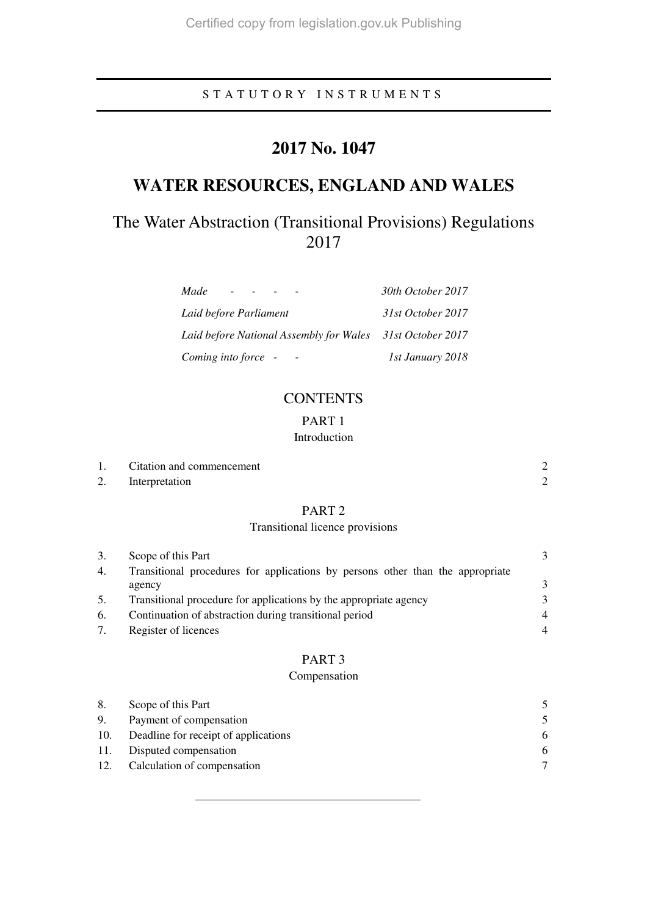STATUTORY INSTRUMENTS

# 2017 No. 1047

# WATER RESOURCES, ENGLAND AND WALES

## The Water Abstraction (Transitional Provisions) Regulations 2017

| | |
|---|---|
| *Made - - - -* | *30th October 2017* |
| *Laid before Parliament* | *31st October 2017* |
| *Laid before National Assembly for Wales* | *31st October 2017* |
| *Coming into force - -* | *1st January 2018* |

## CONTENTS

### PART 1
Introduction

| | | |
|---|---|---|
| 1. | Citation and commencement | 2 |
| 2. | Interpretation | 2 |

### PART 2
Transitional licence provisions

| | | |
|---|---|---|
| 3. | Scope of this Part | 3 |
| 4. | Transitional procedures for applications by persons other than the appropriate agency | 3 |
| 5. | Transitional procedure for applications by the appropriate agency | 3 |
| 6. | Continuation of abstraction during transitional period | 4 |
| 7. | Register of licences | 4 |

### PART 3
Compensation

| | | |
|---|---|---|
| 8. | Scope of this Part | 5 |
| 9. | Payment of compensation | 5 |
| 10. | Deadline for receipt of applications | 6 |
| 11. | Disputed compensation | 6 |
| 12. | Calculation of compensation | 7 |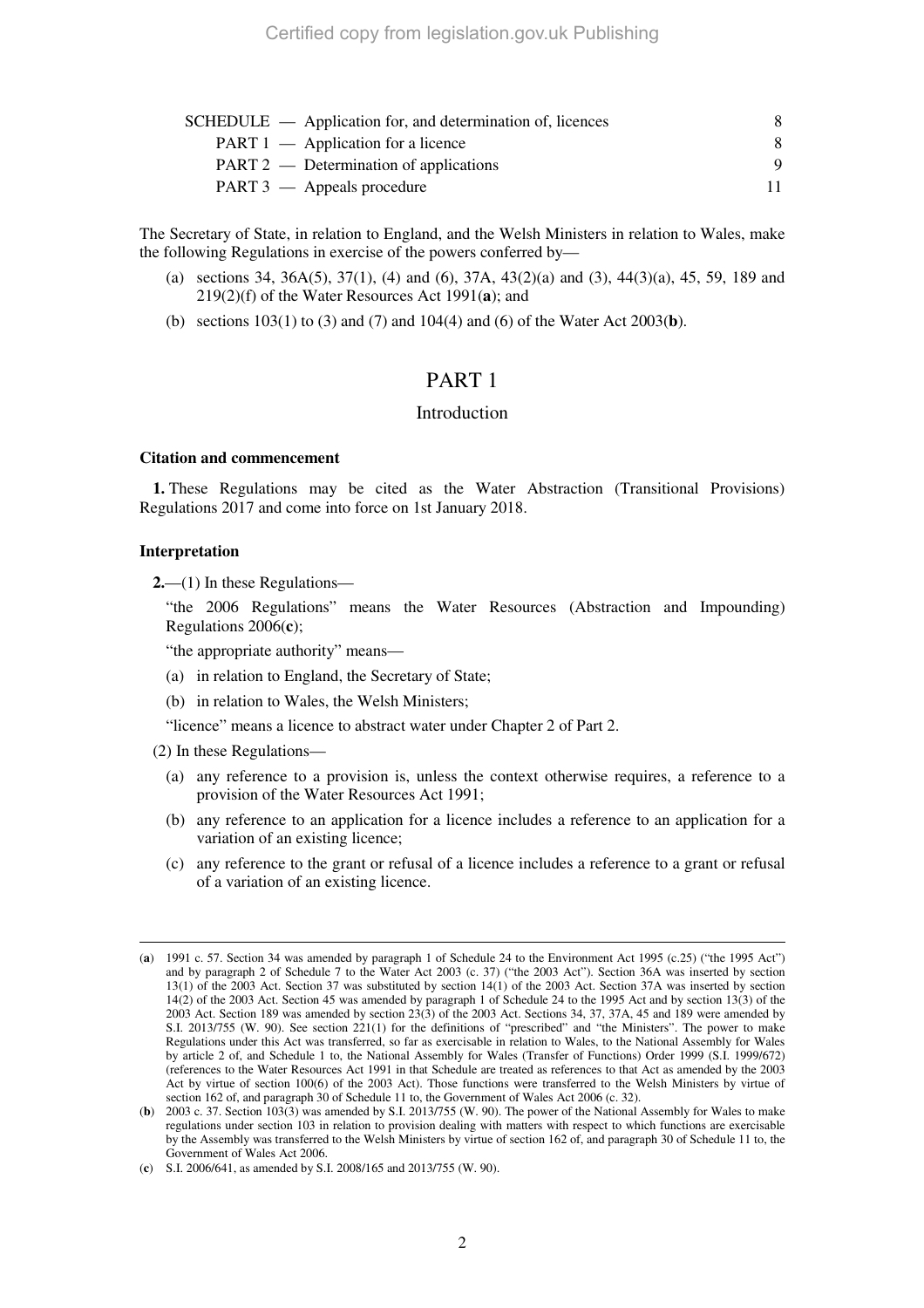| SCHEDULE — Application for, and determination of, licences | 8 |
|---|---|
| PART 1 — Application for a licence | 8 |
| PART 2 — Determination of applications | 9 |
| PART 3 — Appeals procedure | 11 |

The Secretary of State, in relation to England, and the Welsh Ministers in relation to Wales, make the following Regulations in exercise of the powers conferred by—

(a) sections 34, 36A(5), 37(1), (4) and (6), 37A, 43(2)(a) and (3), 44(3)(a), 45, 59, 189 and 219(2)(f) of the Water Resources Act 1991(**a**); and

(b) sections 103(1) to (3) and (7) and 104(4) and (6) of the Water Act 2003(**b**).

# PART 1

## Introduction

### Citation and commencement

**1.** These Regulations may be cited as the Water Abstraction (Transitional Provisions) Regulations 2017 and come into force on 1st January 2018.

### Interpretation

**2.**—(1) In these Regulations—

"the 2006 Regulations" means the Water Resources (Abstraction and Impounding) Regulations 2006(**c**);

"the appropriate authority" means—

(a) in relation to England, the Secretary of State;

(b) in relation to Wales, the Welsh Ministers;

"licence" means a licence to abstract water under Chapter 2 of Part 2.

(2) In these Regulations—

(a) any reference to a provision is, unless the context otherwise requires, a reference to a provision of the Water Resources Act 1991;

(b) any reference to an application for a licence includes a reference to an application for a variation of an existing licence;

(c) any reference to the grant or refusal of a licence includes a reference to a grant or refusal of a variation of an existing licence.

---

(**a**) 1991 c. 57. Section 34 was amended by paragraph 1 of Schedule 24 to the Environment Act 1995 (c.25) ("the 1995 Act") and by paragraph 2 of Schedule 7 to the Water Act 2003 (c. 37) ("the 2003 Act"). Section 36A was inserted by section 13(1) of the 2003 Act. Section 37 was substituted by section 14(1) of the 2003 Act. Section 37A was inserted by section 14(2) of the 2003 Act. Section 45 was amended by paragraph 1 of Schedule 24 to the 1995 Act and by section 13(3) of the 2003 Act. Section 189 was amended by section 23(3) of the 2003 Act. Sections 34, 37, 37A, 45 and 189 were amended by S.I. 2013/755 (W. 90). See section 221(1) for the definitions of "prescribed" and "the Ministers". The power to make Regulations under this Act was transferred, so far as exercisable in relation to Wales, to the National Assembly for Wales by article 2 of, and Schedule 1 to, the National Assembly for Wales (Transfer of Functions) Order 1999 (S.I. 1999/672) (references to the Water Resources Act 1991 in that Schedule are treated as references to that Act as amended by the 2003 Act by virtue of section 100(6) of the 2003 Act). Those functions were transferred to the Welsh Ministers by virtue of section 162 of, and paragraph 30 of Schedule 11 to, the Government of Wales Act 2006 (c. 32).

(**b**) 2003 c. 37. Section 103(3) was amended by S.I. 2013/755 (W. 90). The power of the National Assembly for Wales to make regulations under section 103 in relation to provision dealing with matters with respect to which functions are exercisable by the Assembly was transferred to the Welsh Ministers by virtue of section 162 of, and paragraph 30 of Schedule 11 to, the Government of Wales Act 2006.

(**c**) S.I. 2006/641, as amended by S.I. 2008/165 and 2013/755 (W. 90).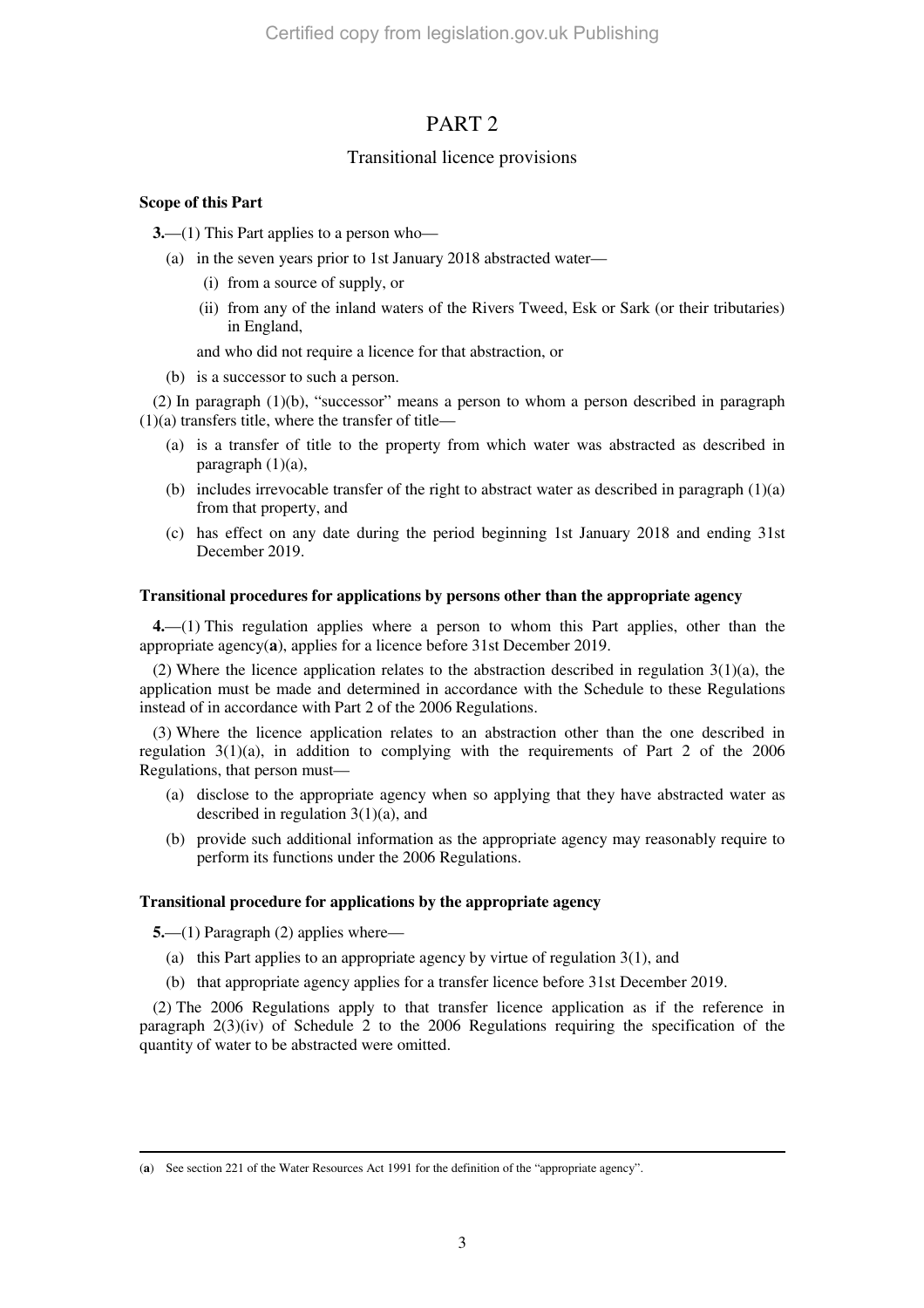# PART 2

## Transitional licence provisions

**Scope of this Part**

**3.**—(1) This Part applies to a person who—

(a) in the seven years prior to 1st January 2018 abstracted water—

(i) from a source of supply, or

(ii) from any of the inland waters of the Rivers Tweed, Esk or Sark (or their tributaries) in England,

and who did not require a licence for that abstraction, or

(b) is a successor to such a person.

(2) In paragraph (1)(b), "successor" means a person to whom a person described in paragraph (1)(a) transfers title, where the transfer of title—

(a) is a transfer of title to the property from which water was abstracted as described in paragraph (1)(a),

(b) includes irrevocable transfer of the right to abstract water as described in paragraph (1)(a) from that property, and

(c) has effect on any date during the period beginning 1st January 2018 and ending 31st December 2019.

**Transitional procedures for applications by persons other than the appropriate agency**

**4.**—(1) This regulation applies where a person to whom this Part applies, other than the appropriate agency(**a**), applies for a licence before 31st December 2019.

(2) Where the licence application relates to the abstraction described in regulation 3(1)(a), the application must be made and determined in accordance with the Schedule to these Regulations instead of in accordance with Part 2 of the 2006 Regulations.

(3) Where the licence application relates to an abstraction other than the one described in regulation 3(1)(a), in addition to complying with the requirements of Part 2 of the 2006 Regulations, that person must—

(a) disclose to the appropriate agency when so applying that they have abstracted water as described in regulation 3(1)(a), and

(b) provide such additional information as the appropriate agency may reasonably require to perform its functions under the 2006 Regulations.

**Transitional procedure for applications by the appropriate agency**

**5.**—(1) Paragraph (2) applies where—

(a) this Part applies to an appropriate agency by virtue of regulation 3(1), and

(b) that appropriate agency applies for a transfer licence before 31st December 2019.

(2) The 2006 Regulations apply to that transfer licence application as if the reference in paragraph 2(3)(iv) of Schedule 2 to the 2006 Regulations requiring the specification of the quantity of water to be abstracted were omitted.

---

(**a**) See section 221 of the Water Resources Act 1991 for the definition of the "appropriate agency".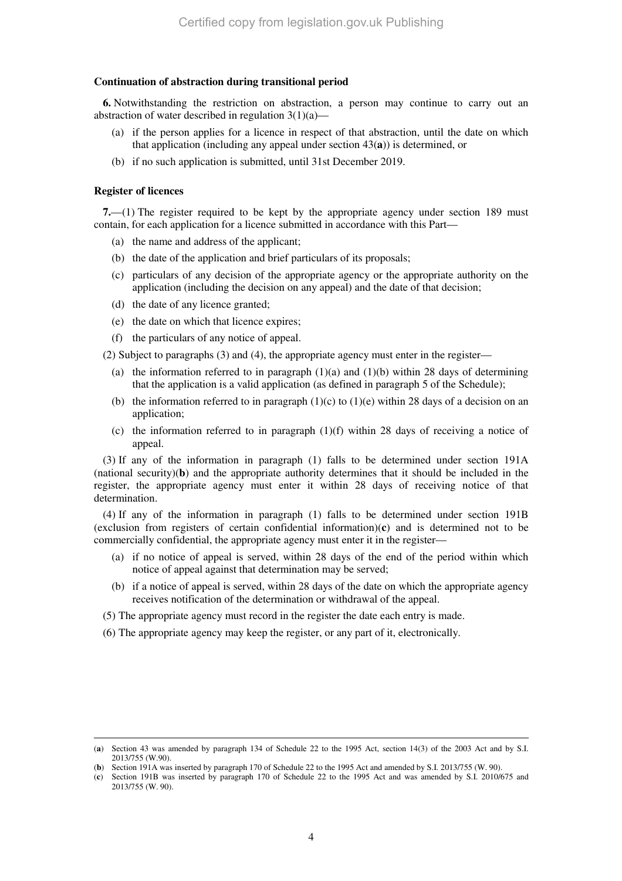**Continuation of abstraction during transitional period**

**6.** Notwithstanding the restriction on abstraction, a person may continue to carry out an abstraction of water described in regulation 3(1)(a)—

(a) if the person applies for a licence in respect of that abstraction, until the date on which that application (including any appeal under section 43(**a**)) is determined, or

(b) if no such application is submitted, until 31st December 2019.

**Register of licences**

**7.**—(1) The register required to be kept by the appropriate agency under section 189 must contain, for each application for a licence submitted in accordance with this Part—

(a) the name and address of the applicant;

(b) the date of the application and brief particulars of its proposals;

(c) particulars of any decision of the appropriate agency or the appropriate authority on the application (including the decision on any appeal) and the date of that decision;

(d) the date of any licence granted;

(e) the date on which that licence expires;

(f) the particulars of any notice of appeal.

(2) Subject to paragraphs (3) and (4), the appropriate agency must enter in the register—

(a) the information referred to in paragraph (1)(a) and (1)(b) within 28 days of determining that the application is a valid application (as defined in paragraph 5 of the Schedule);

(b) the information referred to in paragraph (1)(c) to (1)(e) within 28 days of a decision on an application;

(c) the information referred to in paragraph (1)(f) within 28 days of receiving a notice of appeal.

(3) If any of the information in paragraph (1) falls to be determined under section 191A (national security)(**b**) and the appropriate authority determines that it should be included in the register, the appropriate agency must enter it within 28 days of receiving notice of that determination.

(4) If any of the information in paragraph (1) falls to be determined under section 191B (exclusion from registers of certain confidential information)(**c**) and is determined not to be commercially confidential, the appropriate agency must enter it in the register—

(a) if no notice of appeal is served, within 28 days of the end of the period within which notice of appeal against that determination may be served;

(b) if a notice of appeal is served, within 28 days of the date on which the appropriate agency receives notification of the determination or withdrawal of the appeal.

(5) The appropriate agency must record in the register the date each entry is made.

(6) The appropriate agency may keep the register, or any part of it, electronically.

---

(**a**) Section 43 was amended by paragraph 134 of Schedule 22 to the 1995 Act, section 14(3) of the 2003 Act and by S.I. 2013/755 (W.90).

(**b**) Section 191A was inserted by paragraph 170 of Schedule 22 to the 1995 Act and amended by S.I. 2013/755 (W. 90).

(**c**) Section 191B was inserted by paragraph 170 of Schedule 22 to the 1995 Act and was amended by S.I. 2010/675 and 2013/755 (W. 90).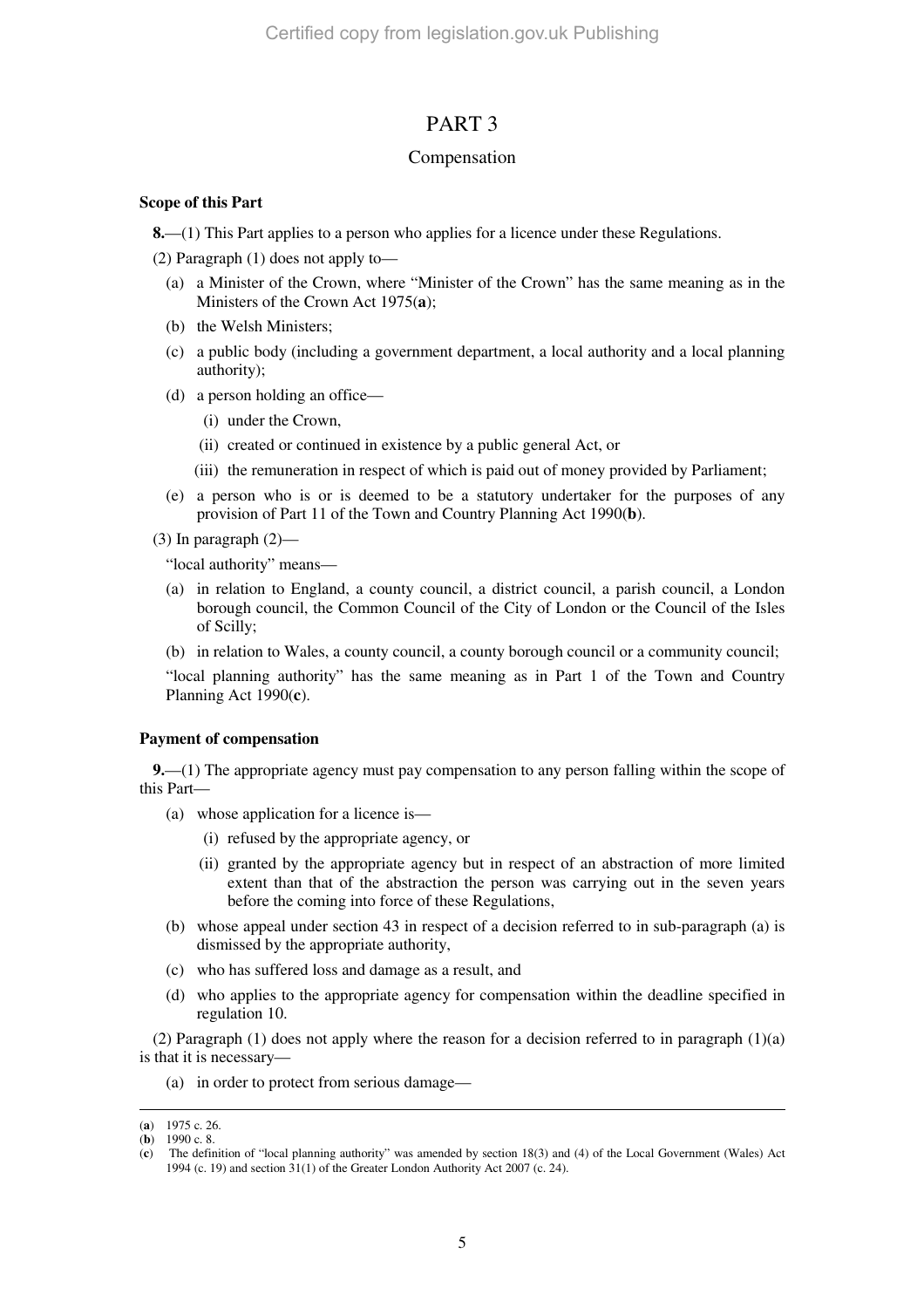# PART 3

## Compensation

**Scope of this Part**

**8.**—(1) This Part applies to a person who applies for a licence under these Regulations.

(2) Paragraph (1) does not apply to—

- (a) a Minister of the Crown, where "Minister of the Crown" has the same meaning as in the Ministers of the Crown Act 1975(**a**);
- (b) the Welsh Ministers;
- (c) a public body (including a government department, a local authority and a local planning authority);
- (d) a person holding an office—
  - (i) under the Crown,
  - (ii) created or continued in existence by a public general Act, or
  - (iii) the remuneration in respect of which is paid out of money provided by Parliament;
- (e) a person who is or is deemed to be a statutory undertaker for the purposes of any provision of Part 11 of the Town and Country Planning Act 1990(**b**).

(3) In paragraph (2)—

"local authority" means—

- (a) in relation to England, a county council, a district council, a parish council, a London borough council, the Common Council of the City of London or the Council of the Isles of Scilly;
- (b) in relation to Wales, a county council, a county borough council or a community council;

"local planning authority" has the same meaning as in Part 1 of the Town and Country Planning Act 1990(**c**).

**Payment of compensation**

**9.**—(1) The appropriate agency must pay compensation to any person falling within the scope of this Part—

- (a) whose application for a licence is—
  - (i) refused by the appropriate agency, or
  - (ii) granted by the appropriate agency but in respect of an abstraction of more limited extent than that of the abstraction the person was carrying out in the seven years before the coming into force of these Regulations,
- (b) whose appeal under section 43 in respect of a decision referred to in sub-paragraph (a) is dismissed by the appropriate authority,
- (c) who has suffered loss and damage as a result, and
- (d) who applies to the appropriate agency for compensation within the deadline specified in regulation 10.

(2) Paragraph (1) does not apply where the reason for a decision referred to in paragraph (1)(a) is that it is necessary—

- (a) in order to protect from serious damage—

---

(**a**) 1975 c. 26.
(**b**) 1990 c. 8.
(**c**) The definition of "local planning authority" was amended by section 18(3) and (4) of the Local Government (Wales) Act 1994 (c. 19) and section 31(1) of the Greater London Authority Act 2007 (c. 24).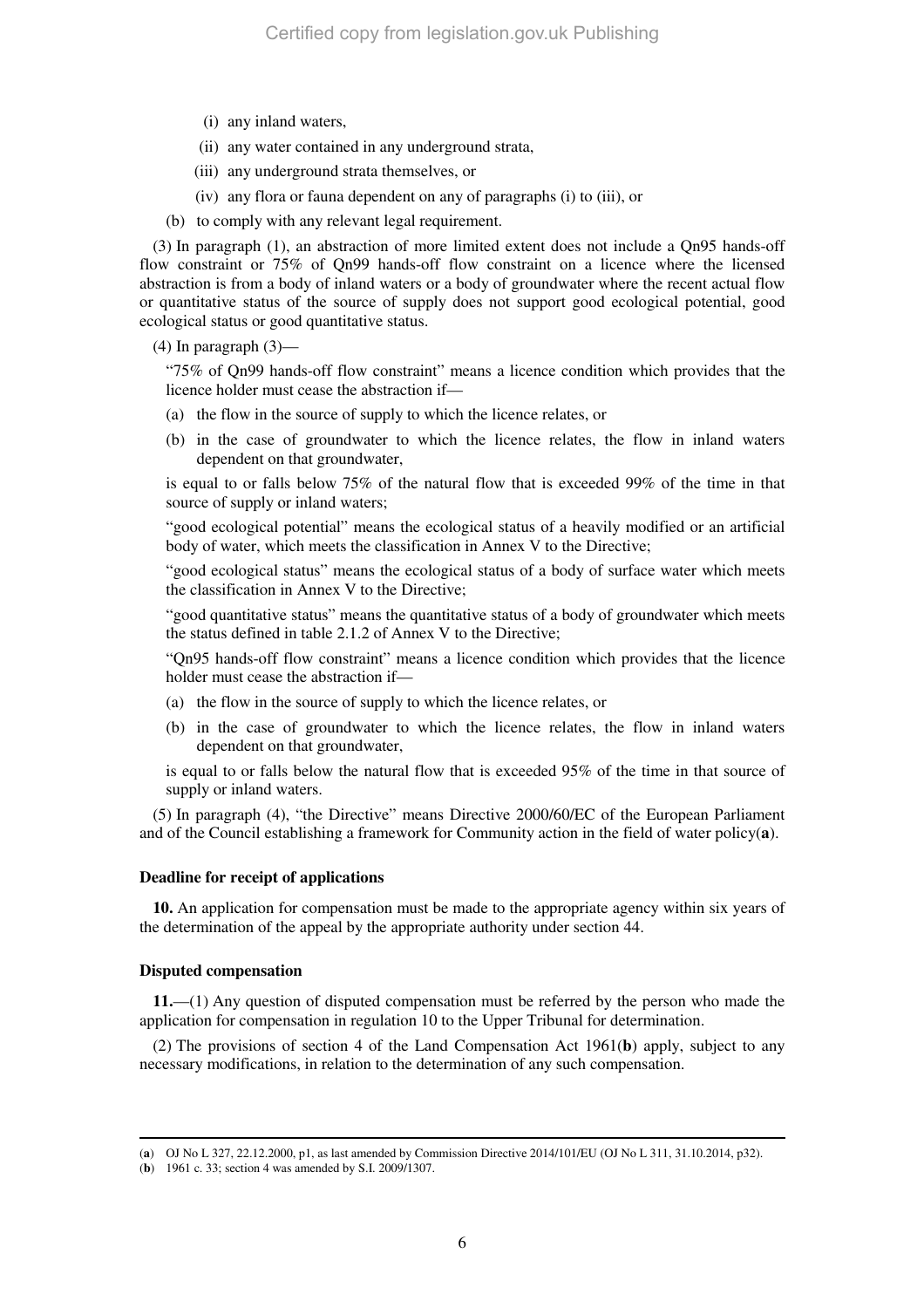(i) any inland waters,

(ii) any water contained in any underground strata,

(iii) any underground strata themselves, or

(iv) any flora or fauna dependent on any of paragraphs (i) to (iii), or

(b) to comply with any relevant legal requirement.

(3) In paragraph (1), an abstraction of more limited extent does not include a Qn95 hands-off flow constraint or 75% of Qn99 hands-off flow constraint on a licence where the licensed abstraction is from a body of inland waters or a body of groundwater where the recent actual flow or quantitative status of the source of supply does not support good ecological potential, good ecological status or good quantitative status.

(4) In paragraph (3)—

"75% of Qn99 hands-off flow constraint" means a licence condition which provides that the licence holder must cease the abstraction if—

(a) the flow in the source of supply to which the licence relates, or

(b) in the case of groundwater to which the licence relates, the flow in inland waters dependent on that groundwater,

is equal to or falls below 75% of the natural flow that is exceeded 99% of the time in that source of supply or inland waters;

"good ecological potential" means the ecological status of a heavily modified or an artificial body of water, which meets the classification in Annex V to the Directive;

"good ecological status" means the ecological status of a body of surface water which meets the classification in Annex V to the Directive;

"good quantitative status" means the quantitative status of a body of groundwater which meets the status defined in table 2.1.2 of Annex V to the Directive;

"Qn95 hands-off flow constraint" means a licence condition which provides that the licence holder must cease the abstraction if—

(a) the flow in the source of supply to which the licence relates, or

(b) in the case of groundwater to which the licence relates, the flow in inland waters dependent on that groundwater,

is equal to or falls below the natural flow that is exceeded 95% of the time in that source of supply or inland waters.

(5) In paragraph (4), "the Directive" means Directive 2000/60/EC of the European Parliament and of the Council establishing a framework for Community action in the field of water policy(**a**).

**Deadline for receipt of applications**

**10.** An application for compensation must be made to the appropriate agency within six years of the determination of the appeal by the appropriate authority under section 44.

**Disputed compensation**

**11.**—(1) Any question of disputed compensation must be referred by the person who made the application for compensation in regulation 10 to the Upper Tribunal for determination.

(2) The provisions of section 4 of the Land Compensation Act 1961(**b**) apply, subject to any necessary modifications, in relation to the determination of any such compensation.

---

(**a**) OJ No L 327, 22.12.2000, p1, as last amended by Commission Directive 2014/101/EU (OJ No L 311, 31.10.2014, p32).

(**b**) 1961 c. 33; section 4 was amended by S.I. 2009/1307.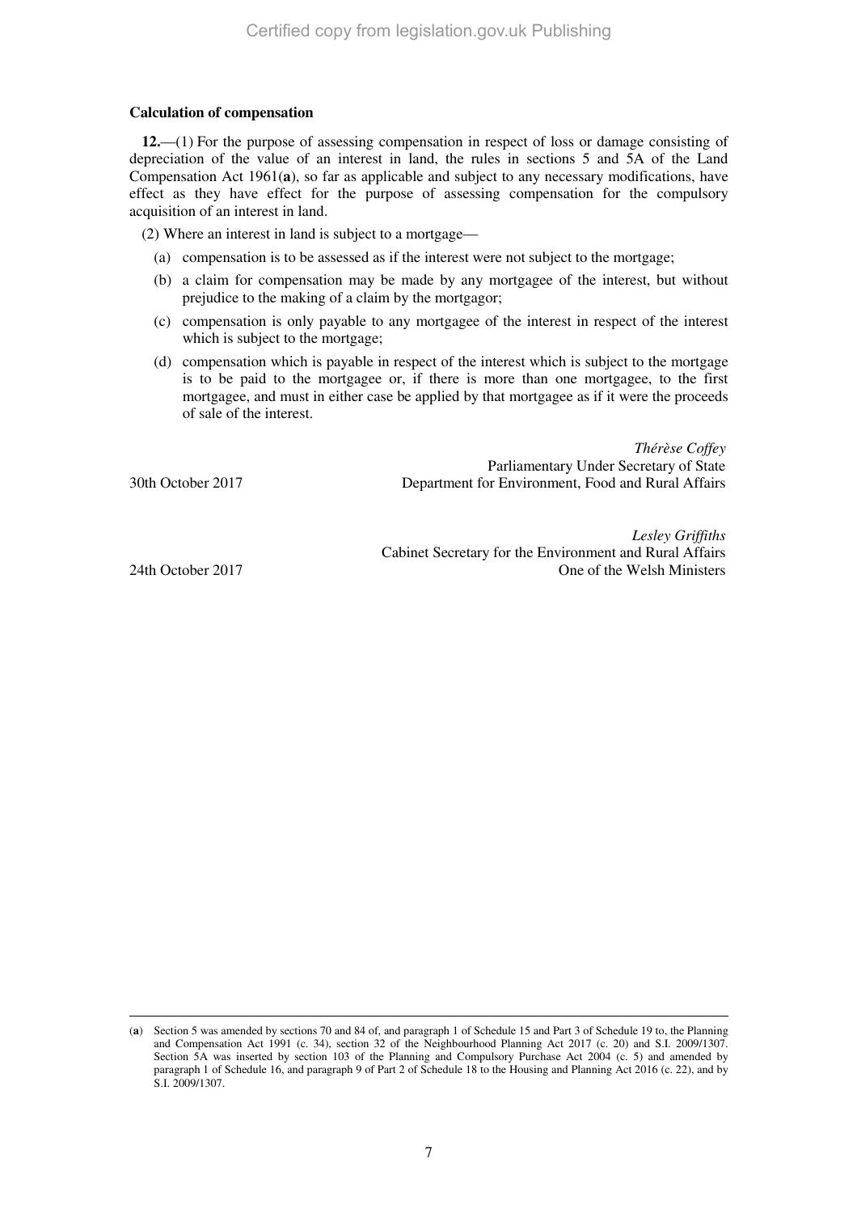**Calculation of compensation**

**12.**—(1) For the purpose of assessing compensation in respect of loss or damage consisting of depreciation of the value of an interest in land, the rules in sections 5 and 5A of the Land Compensation Act 1961(**a**), so far as applicable and subject to any necessary modifications, have effect as they have effect for the purpose of assessing compensation for the compulsory acquisition of an interest in land.

(2) Where an interest in land is subject to a mortgage—

(a) compensation is to be assessed as if the interest were not subject to the mortgage;

(b) a claim for compensation may be made by any mortgagee of the interest, but without prejudice to the making of a claim by the mortgagor;

(c) compensation is only payable to any mortgagee of the interest in respect of the interest which is subject to the mortgage;

(d) compensation which is payable in respect of the interest which is subject to the mortgage is to be paid to the mortgagee or, if there is more than one mortgagee, to the first mortgagee, and must in either case be applied by that mortgagee as if it were the proceeds of sale of the interest.

*Thérèse Coffey*
Parliamentary Under Secretary of State
30th October 2017 — Department for Environment, Food and Rural Affairs

*Lesley Griffiths*
Cabinet Secretary for the Environment and Rural Affairs
24th October 2017 — One of the Welsh Ministers

---

(**a**) Section 5 was amended by sections 70 and 84 of, and paragraph 1 of Schedule 15 and Part 3 of Schedule 19 to, the Planning and Compensation Act 1991 (c. 34), section 32 of the Neighbourhood Planning Act 2017 (c. 20) and S.I. 2009/1307. Section 5A was inserted by section 103 of the Planning and Compulsory Purchase Act 2004 (c. 5) and amended by paragraph 1 of Schedule 16, and paragraph 9 of Part 2 of Schedule 18 to the Housing and Planning Act 2016 (c. 22), and by S.I. 2009/1307.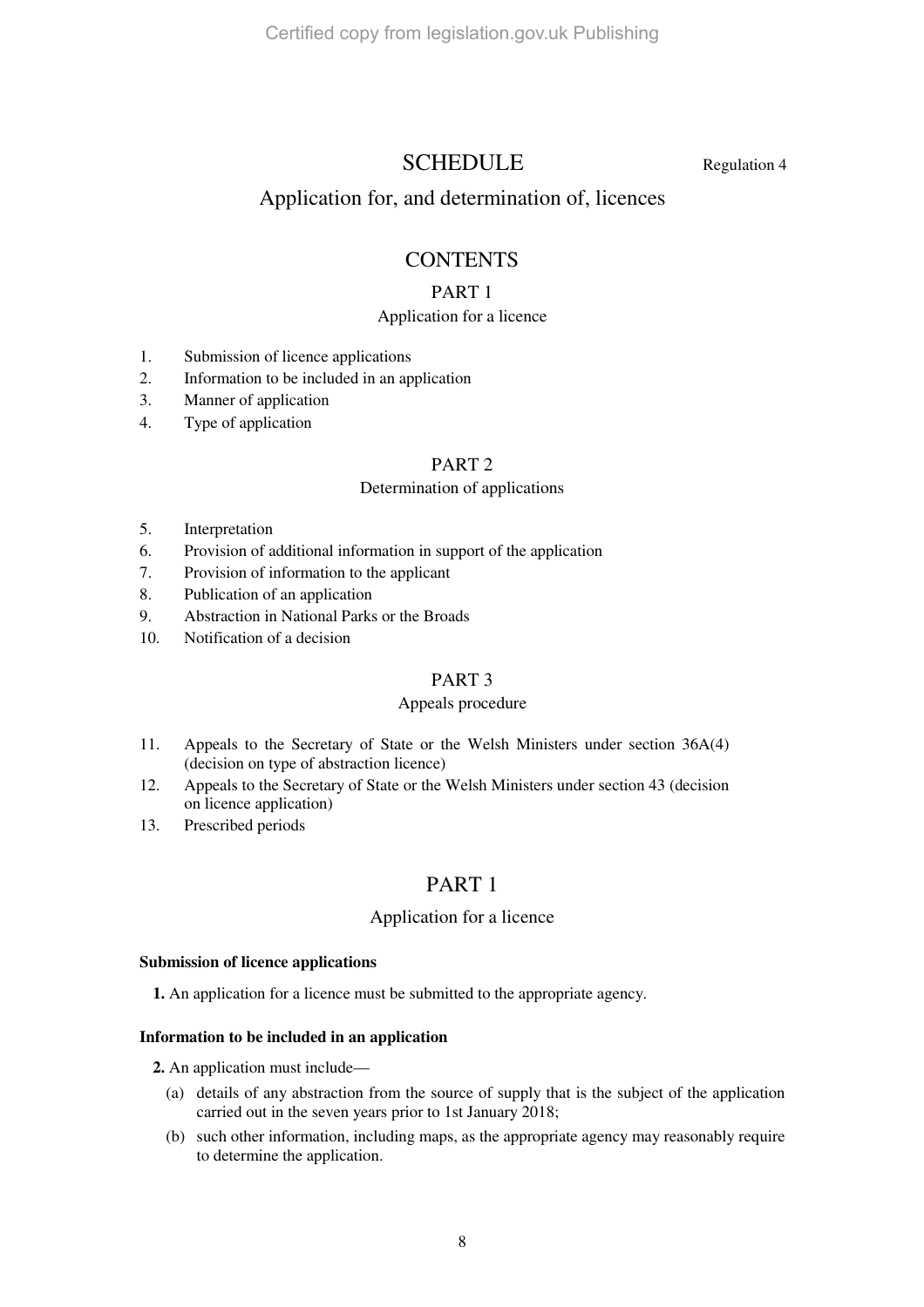# SCHEDULE

Regulation 4

## Application for, and determination of, licences

### CONTENTS

PART 1

Application for a licence

1. Submission of licence applications
2. Information to be included in an application
3. Manner of application
4. Type of application

PART 2

Determination of applications

5. Interpretation
6. Provision of additional information in support of the application
7. Provision of information to the applicant
8. Publication of an application
9. Abstraction in National Parks or the Broads
10. Notification of a decision

PART 3

Appeals procedure

11. Appeals to the Secretary of State or the Welsh Ministers under section 36A(4) (decision on type of abstraction licence)
12. Appeals to the Secretary of State or the Welsh Ministers under section 43 (decision on licence application)
13. Prescribed periods

## PART 1

### Application for a licence

**Submission of licence applications**

**1.** An application for a licence must be submitted to the appropriate agency.

**Information to be included in an application**

**2.** An application must include—

(a) details of any abstraction from the source of supply that is the subject of the application carried out in the seven years prior to 1st January 2018;

(b) such other information, including maps, as the appropriate agency may reasonably require to determine the application.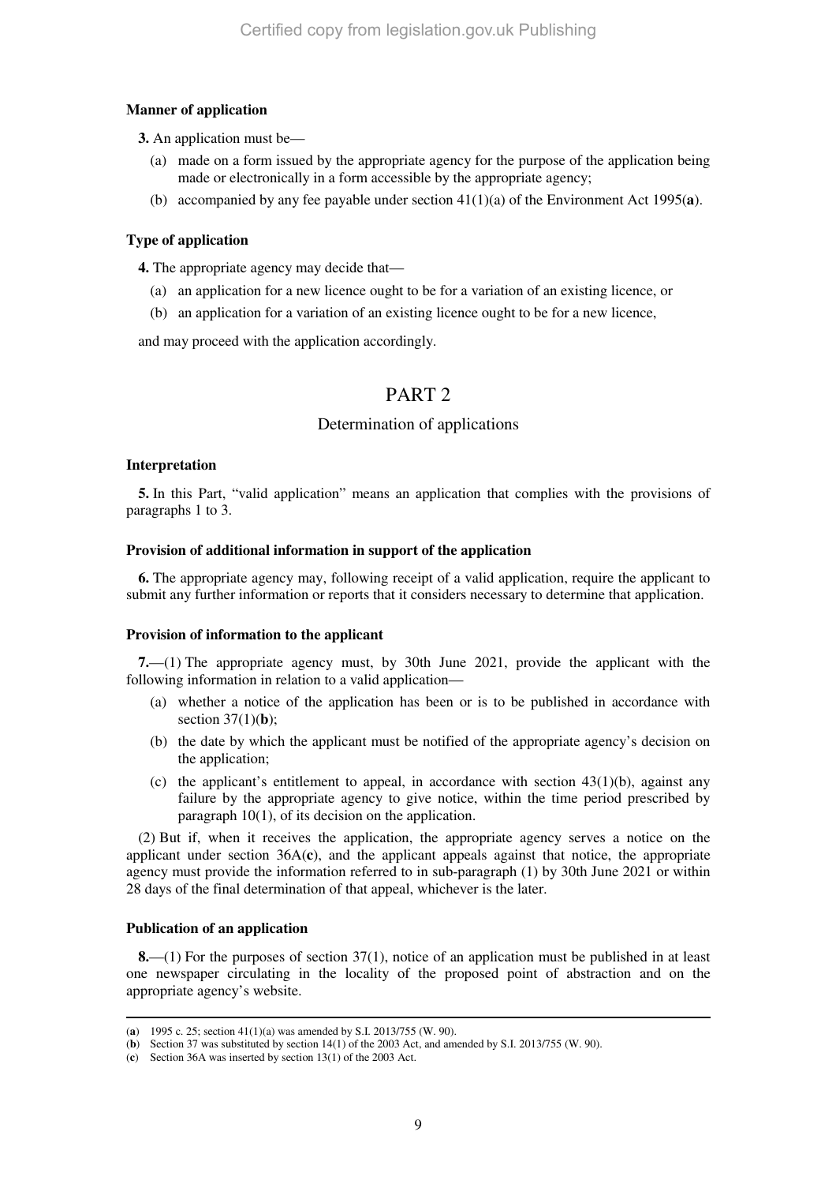**Manner of application**

**3.** An application must be—

(a) made on a form issued by the appropriate agency for the purpose of the application being made or electronically in a form accessible by the appropriate agency;

(b) accompanied by any fee payable under section 41(1)(a) of the Environment Act 1995(**a**).

**Type of application**

**4.** The appropriate agency may decide that—

(a) an application for a new licence ought to be for a variation of an existing licence, or

(b) an application for a variation of an existing licence ought to be for a new licence,

and may proceed with the application accordingly.

# PART 2

## Determination of applications

**Interpretation**

**5.** In this Part, "valid application" means an application that complies with the provisions of paragraphs 1 to 3.

**Provision of additional information in support of the application**

**6.** The appropriate agency may, following receipt of a valid application, require the applicant to submit any further information or reports that it considers necessary to determine that application.

**Provision of information to the applicant**

**7.**—(1) The appropriate agency must, by 30th June 2021, provide the applicant with the following information in relation to a valid application—

(a) whether a notice of the application has been or is to be published in accordance with section 37(1)(**b**);

(b) the date by which the applicant must be notified of the appropriate agency's decision on the application;

(c) the applicant's entitlement to appeal, in accordance with section 43(1)(b), against any failure by the appropriate agency to give notice, within the time period prescribed by paragraph 10(1), of its decision on the application.

(2) But if, when it receives the application, the appropriate agency serves a notice on the applicant under section 36A(**c**), and the applicant appeals against that notice, the appropriate agency must provide the information referred to in sub-paragraph (1) by 30th June 2021 or within 28 days of the final determination of that appeal, whichever is the later.

**Publication of an application**

**8.**—(1) For the purposes of section 37(1), notice of an application must be published in at least one newspaper circulating in the locality of the proposed point of abstraction and on the appropriate agency's website.

---

(**a**) 1995 c. 25; section 41(1)(a) was amended by S.I. 2013/755 (W. 90).

(**b**) Section 37 was substituted by section 14(1) of the 2003 Act, and amended by S.I. 2013/755 (W. 90).

(**c**) Section 36A was inserted by section 13(1) of the 2003 Act.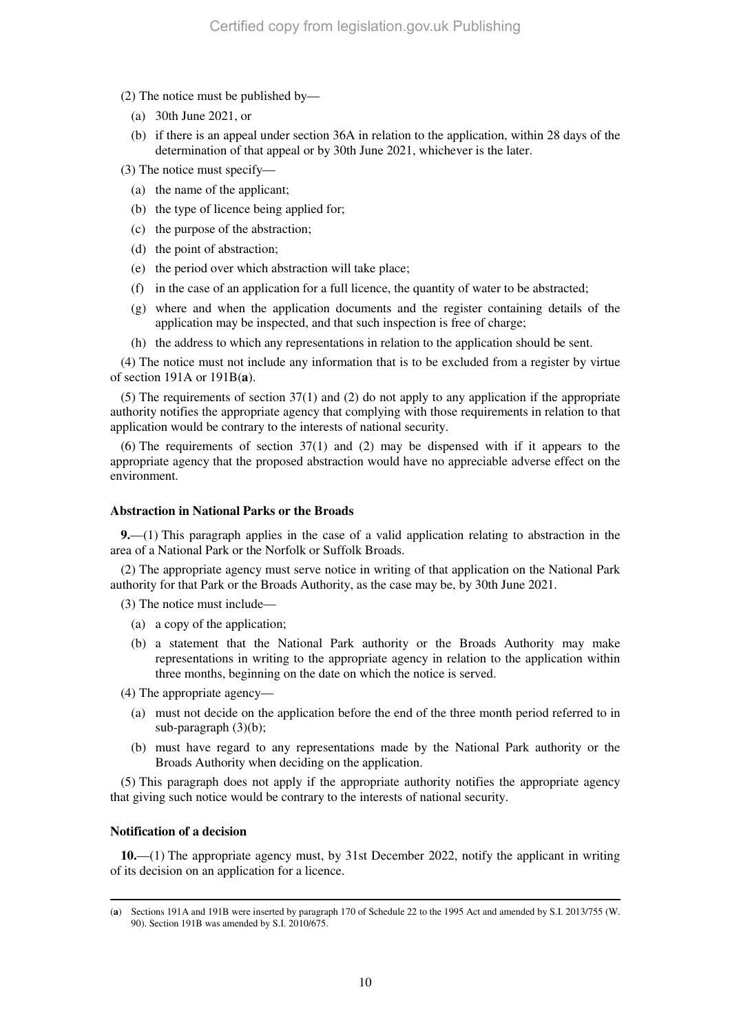(2) The notice must be published by—

(a) 30th June 2021, or

(b) if there is an appeal under section 36A in relation to the application, within 28 days of the determination of that appeal or by 30th June 2021, whichever is the later.

(3) The notice must specify—

(a) the name of the applicant;

(b) the type of licence being applied for;

(c) the purpose of the abstraction;

(d) the point of abstraction;

(e) the period over which abstraction will take place;

(f) in the case of an application for a full licence, the quantity of water to be abstracted;

(g) where and when the application documents and the register containing details of the application may be inspected, and that such inspection is free of charge;

(h) the address to which any representations in relation to the application should be sent.

(4) The notice must not include any information that is to be excluded from a register by virtue of section 191A or 191B(**a**).

(5) The requirements of section 37(1) and (2) do not apply to any application if the appropriate authority notifies the appropriate agency that complying with those requirements in relation to that application would be contrary to the interests of national security.

(6) The requirements of section 37(1) and (2) may be dispensed with if it appears to the appropriate agency that the proposed abstraction would have no appreciable adverse effect on the environment.

**Abstraction in National Parks or the Broads**

**9.**—(1) This paragraph applies in the case of a valid application relating to abstraction in the area of a National Park or the Norfolk or Suffolk Broads.

(2) The appropriate agency must serve notice in writing of that application on the National Park authority for that Park or the Broads Authority, as the case may be, by 30th June 2021.

(3) The notice must include—

(a) a copy of the application;

(b) a statement that the National Park authority or the Broads Authority may make representations in writing to the appropriate agency in relation to the application within three months, beginning on the date on which the notice is served.

(4) The appropriate agency—

(a) must not decide on the application before the end of the three month period referred to in sub-paragraph (3)(b);

(b) must have regard to any representations made by the National Park authority or the Broads Authority when deciding on the application.

(5) This paragraph does not apply if the appropriate authority notifies the appropriate agency that giving such notice would be contrary to the interests of national security.

**Notification of a decision**

**10.**—(1) The appropriate agency must, by 31st December 2022, notify the applicant in writing of its decision on an application for a licence.

---

(**a**) Sections 191A and 191B were inserted by paragraph 170 of Schedule 22 to the 1995 Act and amended by S.I. 2013/755 (W. 90). Section 191B was amended by S.I. 2010/675.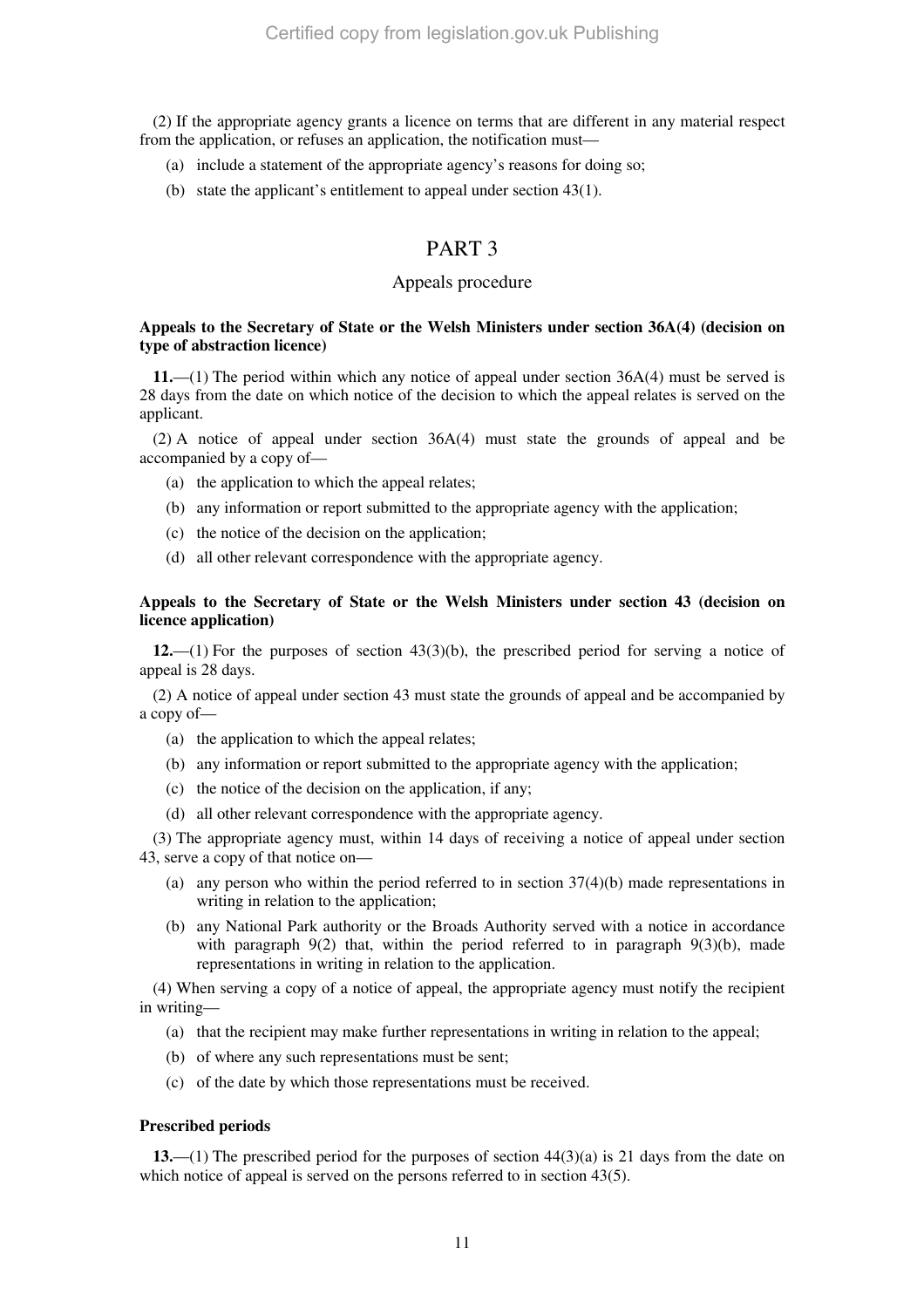(2) If the appropriate agency grants a licence on terms that are different in any material respect from the application, or refuses an application, the notification must—

(a) include a statement of the appropriate agency's reasons for doing so;

(b) state the applicant's entitlement to appeal under section 43(1).

# PART 3

## Appeals procedure

**Appeals to the Secretary of State or the Welsh Ministers under section 36A(4) (decision on type of abstraction licence)**

**11.**—(1) The period within which any notice of appeal under section 36A(4) must be served is 28 days from the date on which notice of the decision to which the appeal relates is served on the applicant.

(2) A notice of appeal under section 36A(4) must state the grounds of appeal and be accompanied by a copy of—

(a) the application to which the appeal relates;

(b) any information or report submitted to the appropriate agency with the application;

(c) the notice of the decision on the application;

(d) all other relevant correspondence with the appropriate agency.

**Appeals to the Secretary of State or the Welsh Ministers under section 43 (decision on licence application)**

**12.**—(1) For the purposes of section 43(3)(b), the prescribed period for serving a notice of appeal is 28 days.

(2) A notice of appeal under section 43 must state the grounds of appeal and be accompanied by a copy of—

(a) the application to which the appeal relates;

(b) any information or report submitted to the appropriate agency with the application;

(c) the notice of the decision on the application, if any;

(d) all other relevant correspondence with the appropriate agency.

(3) The appropriate agency must, within 14 days of receiving a notice of appeal under section 43, serve a copy of that notice on—

(a) any person who within the period referred to in section 37(4)(b) made representations in writing in relation to the application;

(b) any National Park authority or the Broads Authority served with a notice in accordance with paragraph 9(2) that, within the period referred to in paragraph 9(3)(b), made representations in writing in relation to the application.

(4) When serving a copy of a notice of appeal, the appropriate agency must notify the recipient in writing—

(a) that the recipient may make further representations in writing in relation to the appeal;

(b) of where any such representations must be sent;

(c) of the date by which those representations must be received.

**Prescribed periods**

**13.**—(1) The prescribed period for the purposes of section 44(3)(a) is 21 days from the date on which notice of appeal is served on the persons referred to in section 43(5).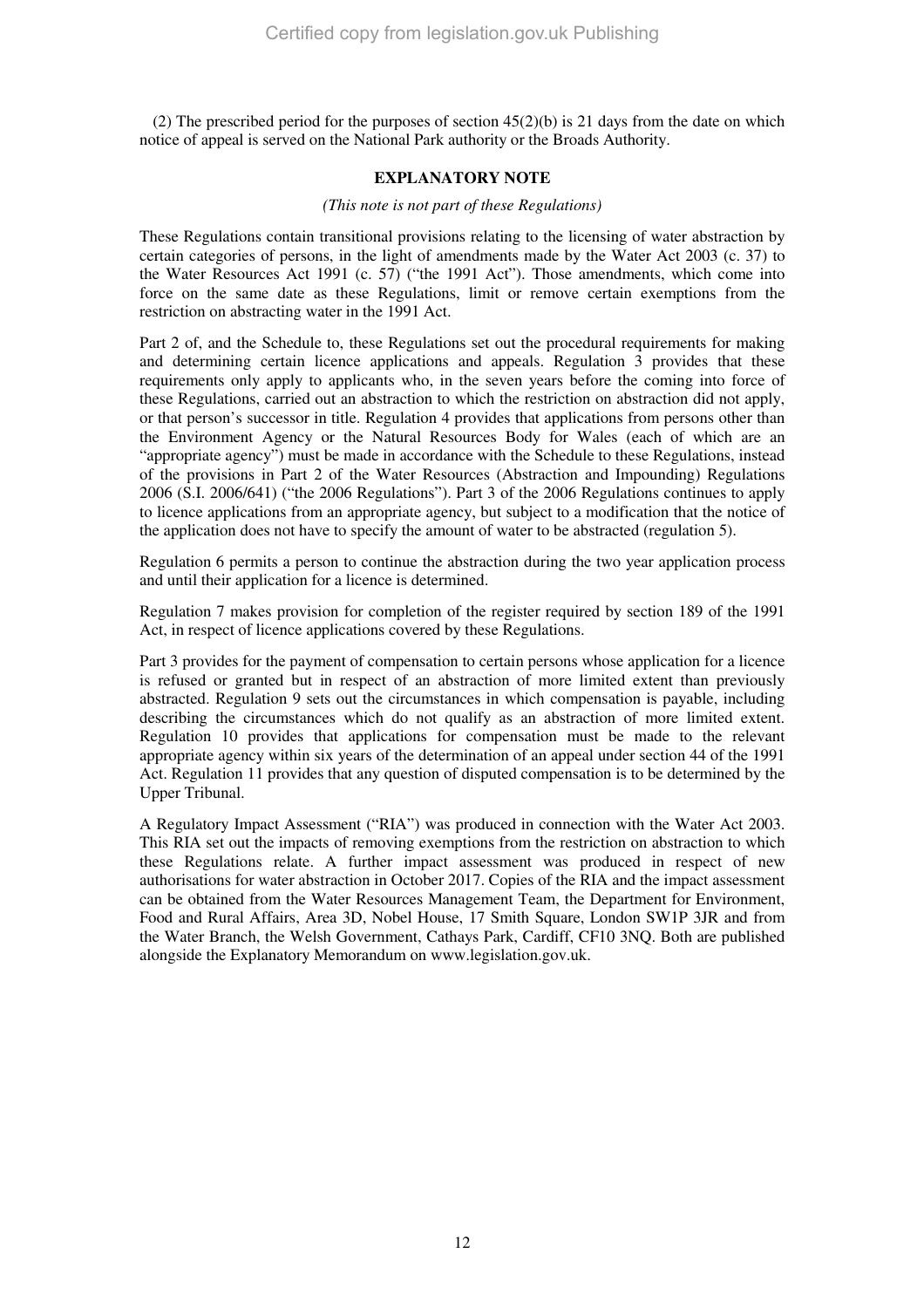(2) The prescribed period for the purposes of section 45(2)(b) is 21 days from the date on which notice of appeal is served on the National Park authority or the Broads Authority.

## EXPLANATORY NOTE

*(This note is not part of these Regulations)*

These Regulations contain transitional provisions relating to the licensing of water abstraction by certain categories of persons, in the light of amendments made by the Water Act 2003 (c. 37) to the Water Resources Act 1991 (c. 57) ("the 1991 Act"). Those amendments, which come into force on the same date as these Regulations, limit or remove certain exemptions from the restriction on abstracting water in the 1991 Act.

Part 2 of, and the Schedule to, these Regulations set out the procedural requirements for making and determining certain licence applications and appeals. Regulation 3 provides that these requirements only apply to applicants who, in the seven years before the coming into force of these Regulations, carried out an abstraction to which the restriction on abstraction did not apply, or that person's successor in title. Regulation 4 provides that applications from persons other than the Environment Agency or the Natural Resources Body for Wales (each of which are an "appropriate agency") must be made in accordance with the Schedule to these Regulations, instead of the provisions in Part 2 of the Water Resources (Abstraction and Impounding) Regulations 2006 (S.I. 2006/641) ("the 2006 Regulations"). Part 3 of the 2006 Regulations continues to apply to licence applications from an appropriate agency, but subject to a modification that the notice of the application does not have to specify the amount of water to be abstracted (regulation 5).

Regulation 6 permits a person to continue the abstraction during the two year application process and until their application for a licence is determined.

Regulation 7 makes provision for completion of the register required by section 189 of the 1991 Act, in respect of licence applications covered by these Regulations.

Part 3 provides for the payment of compensation to certain persons whose application for a licence is refused or granted but in respect of an abstraction of more limited extent than previously abstracted. Regulation 9 sets out the circumstances in which compensation is payable, including describing the circumstances which do not qualify as an abstraction of more limited extent. Regulation 10 provides that applications for compensation must be made to the relevant appropriate agency within six years of the determination of an appeal under section 44 of the 1991 Act. Regulation 11 provides that any question of disputed compensation is to be determined by the Upper Tribunal.

A Regulatory Impact Assessment ("RIA") was produced in connection with the Water Act 2003. This RIA set out the impacts of removing exemptions from the restriction on abstraction to which these Regulations relate. A further impact assessment was produced in respect of new authorisations for water abstraction in October 2017. Copies of the RIA and the impact assessment can be obtained from the Water Resources Management Team, the Department for Environment, Food and Rural Affairs, Area 3D, Nobel House, 17 Smith Square, London SW1P 3JR and from the Water Branch, the Welsh Government, Cathays Park, Cardiff, CF10 3NQ. Both are published alongside the Explanatory Memorandum on www.legislation.gov.uk.